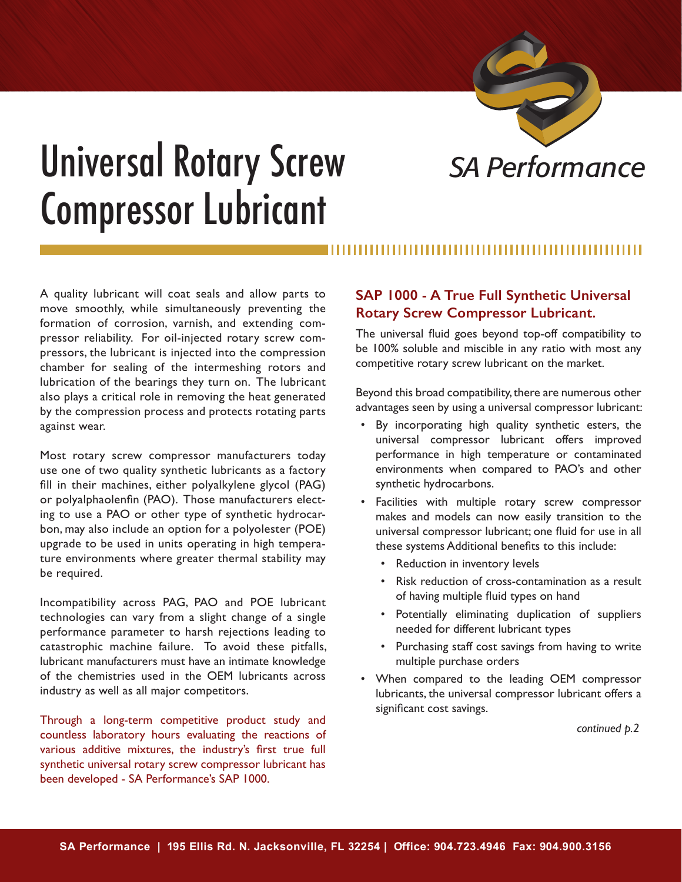# Universal Rotary Screw Compressor Lubricant

SA Performance

A quality lubricant will coat seals and allow parts to move smoothly, while simultaneously preventing the formation of corrosion, varnish, and extending compressor reliability. For oil-injected rotary screw compressors, the lubricant is injected into the compression chamber for sealing of the intermeshing rotors and lubrication of the bearings they turn on. The lubricant also plays a critical role in removing the heat generated by the compression process and protects rotating parts against wear.

Most rotary screw compressor manufacturers today use one of two quality synthetic lubricants as a factory fill in their machines, either polyalkylene glycol (PAG) or polyalphaolenfin (PAO). Those manufacturers electing to use a PAO or other type of synthetic hydrocarbon, may also include an option for a polyolester (POE) upgrade to be used in units operating in high temperature environments where greater thermal stability may be required.

Incompatibility across PAG, PAO and POE lubricant technologies can vary from a slight change of a single performance parameter to harsh rejections leading to catastrophic machine failure. To avoid these pitfalls, lubricant manufacturers must have an intimate knowledge of the chemistries used in the OEM lubricants across industry as well as all major competitors.

Through a long-term competitive product study and countless laboratory hours evaluating the reactions of various additive mixtures, the industry's first true full synthetic universal rotary screw compressor lubricant has been developed - SA Performance's SAP 1000.

## SAP 1000 - A True Full Synthetic Universal Rotary Screw Compressor Lubricant.

The universal fluid goes beyond top-off compatibility to be 100% soluble and miscible in any ratio with most any competitive rotary screw lubricant on the market.

Beyond this broad compatibility, there are numerous other advantages seen by using a universal compressor lubricant:

- By incorporating high quality synthetic esters, the universal compressor lubricant offers improved performance in high temperature or contaminated environments when compared to PAO's and other synthetic hydrocarbons.
- Facilities with multiple rotary screw compressor makes and models can now easily transition to the universal compressor lubricant; one fluid for use in all these systems Additional benefits to this include:
  - Reduction in inventory levels
  - Risk reduction of cross-contamination as a result of having multiple fluid types on hand
  - Potentially eliminating duplication of suppliers needed for different lubricant types
  - Purchasing staff cost savings from having to write multiple purchase orders
- When compared to the leading OEM compressor lubricants, the universal compressor lubricant offers a significant cost savings.

*continued p.2*

**SA Performance | 195 Ellis Rd. N. Jacksonville, FL 32254 | Office: 904.723.4946 Fax: 904.900.3156**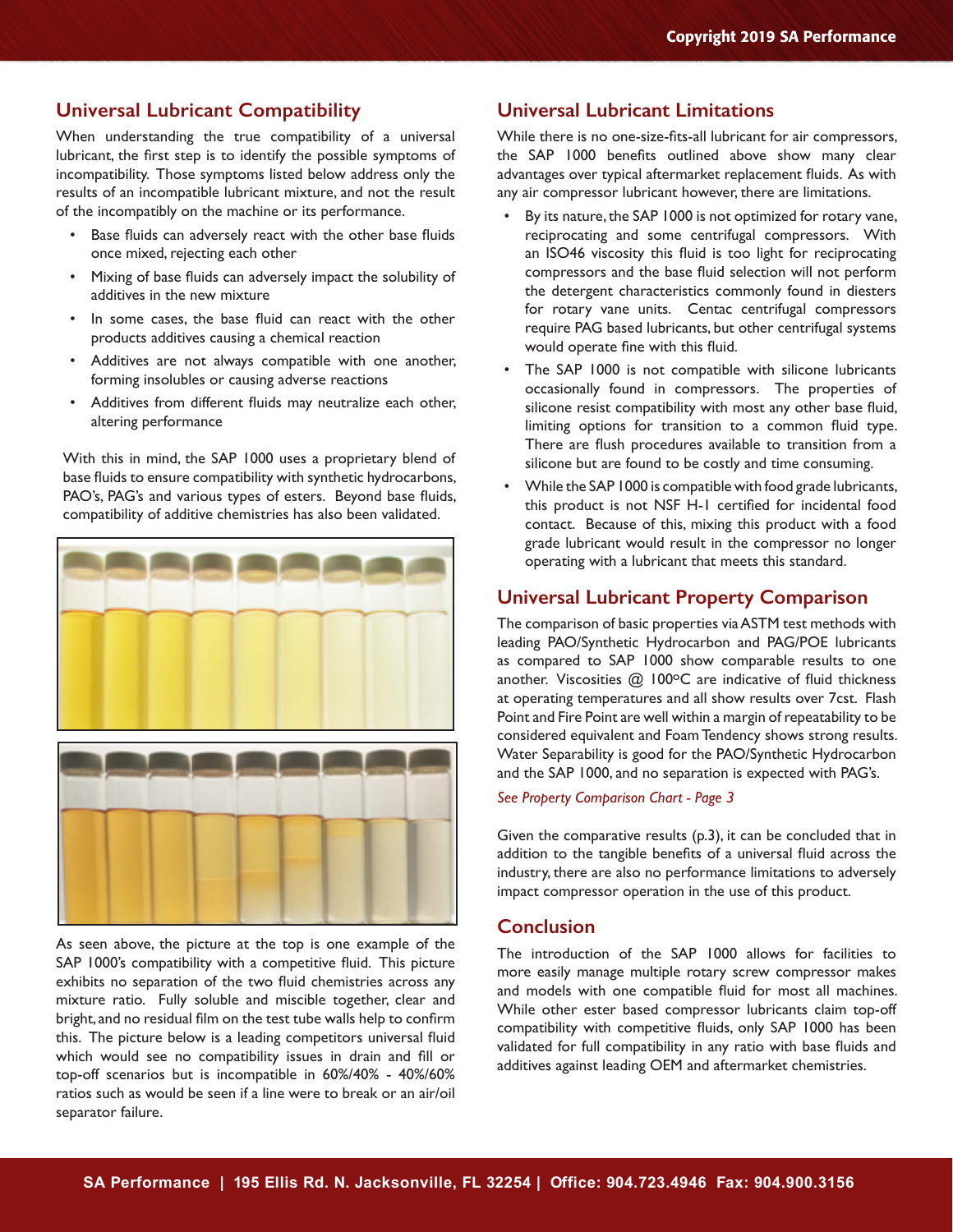## Universal Lubricant Compatibility

When understanding the true compatibility of a universal lubricant, the first step is to identify the possible symptoms of incompatibility. Those symptoms listed below address only the results of an incompatible lubricant mixture, and not the result of the incompatibly on the machine or its performance.

- Base fluids can adversely react with the other base fluids once mixed, rejecting each other
- Mixing of base fluids can adversely impact the solubility of additives in the new mixture
- In some cases, the base fluid can react with the other products additives causing a chemical reaction
- Additives are not always compatible with one another, forming insolubles or causing adverse reactions
- Additives from different fluids may neutralize each other, altering performance

With this in mind, the SAP 1000 uses a proprietary blend of base fluids to ensure compatibility with synthetic hydrocarbons, PAO's, PAG's and various types of esters. Beyond base fluids, compatibility of additive chemistries has also been validated.

As seen above, the picture at the top is one example of the SAP 1000's compatibility with a competitive fluid. This picture exhibits no separation of the two fluid chemistries across any mixture ratio. Fully soluble and miscible together, clear and bright, and no residual film on the test tube walls help to confirm this. The picture below is a leading competitors universal fluid which would see no compatibility issues in drain and fill or top-off scenarios but is incompatible in 60%/40% - 40%/60% ratios such as would be seen if a line were to break or an air/oil separator failure.

## Universal Lubricant Limitations

While there is no one-size-fits-all lubricant for air compressors, the SAP 1000 benefits outlined above show many clear advantages over typical aftermarket replacement fluids. As with any air compressor lubricant however, there are limitations.

- By its nature, the SAP 1000 is not optimized for rotary vane, reciprocating and some centrifugal compressors. With an ISO46 viscosity this fluid is too light for reciprocating compressors and the base fluid selection will not perform the detergent characteristics commonly found in diesters for rotary vane units. Centac centrifugal compressors require PAG based lubricants, but other centrifugal systems would operate fine with this fluid.
- The SAP 1000 is not compatible with silicone lubricants occasionally found in compressors. The properties of silicone resist compatibility with most any other base fluid, limiting options for transition to a common fluid type. There are flush procedures available to transition from a silicone but are found to be costly and time consuming.
- While the SAP 1000 is compatible with food grade lubricants, this product is not NSF H-1 certified for incidental food contact. Because of this, mixing this product with a food grade lubricant would result in the compressor no longer operating with a lubricant that meets this standard.

## Universal Lubricant Property Comparison

The comparison of basic properties via ASTM test methods with leading PAO/Synthetic Hydrocarbon and PAG/POE lubricants as compared to SAP 1000 show comparable results to one another. Viscosities @ 100ºC are indicative of fluid thickness at operating temperatures and all show results over 7cst. Flash Point and Fire Point are well within a margin of repeatability to be considered equivalent and Foam Tendency shows strong results. Water Separability is good for the PAO/Synthetic Hydrocarbon and the SAP 1000, and no separation is expected with PAG's.

*See Property Comparison Chart - Page 3*

Given the comparative results (p.3), it can be concluded that in addition to the tangible benefits of a universal fluid across the industry, there are also no performance limitations to adversely impact compressor operation in the use of this product.

## Conclusion

The introduction of the SAP 1000 allows for facilities to more easily manage multiple rotary screw compressor makes and models with one compatible fluid for most all machines. While other ester based compressor lubricants claim top-off compatibility with competitive fluids, only SAP 1000 has been validated for full compatibility in any ratio with base fluids and additives against leading OEM and aftermarket chemistries.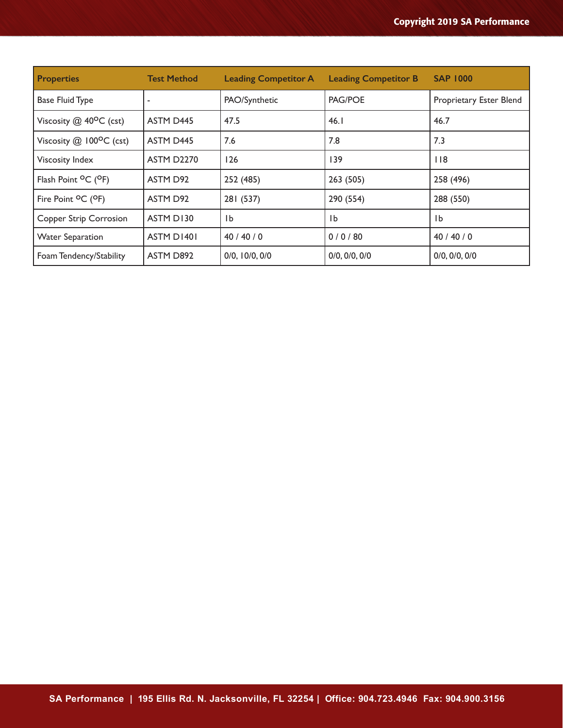| Properties | Test Method | Leading Competitor A | Leading Competitor B | SAP 1000 |
|---|---|---|---|---|
| Base Fluid Type | - | PAO/Synthetic | PAG/POE | Proprietary Ester Blend |
| Viscosity @ 40°C (cst) | ASTM D445 | 47.5 | 46.1 | 46.7 |
| Viscosity @ 100°C (cst) | ASTM D445 | 7.6 | 7.8 | 7.3 |
| Viscosity Index | ASTM D2270 | 126 | 139 | 118 |
| Flash Point °C (°F) | ASTM D92 | 252 (485) | 263 (505) | 258 (496) |
| Fire Point °C (°F) | ASTM D92 | 281 (537) | 290 (554) | 288 (550) |
| Copper Strip Corrosion | ASTM D130 | 1b | 1b | 1b |
| Water Separation | ASTM D1401 | 40 / 40 / 0 | 0 / 0 / 80 | 40 / 40 / 0 |
| Foam Tendency/Stability | ASTM D892 | 0/0, 10/0, 0/0 | 0/0, 0/0, 0/0 | 0/0, 0/0, 0/0 |